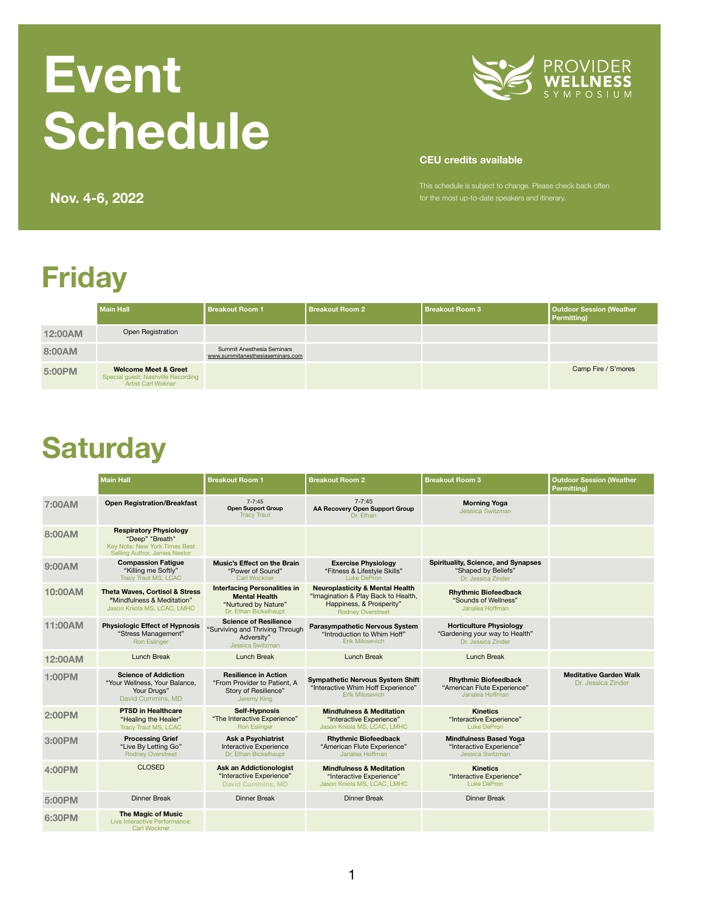# Event Schedule

PROVIDER WELLNESS SYMPOSIUM

**CEU credits available**

**Nov. 4-6, 2022**

This schedule is subject to change. Please check back often for the most up-to-date speakers and itinerary.

## Friday

| | Main Hall | Breakout Room 1 | Breakout Room 2 | Breakout Room 3 | Outdoor Session (Weather Permitting) |
|---|---|---|---|---|---|
| 12:00AM | Open Registration | | | | |
| 8:00AM | | Summit Anesthesia Seminars www.summitanesthesiaseminars.com | | | |
| 5:00PM | **Welcome Meet & Greet** Special guest: Nashville Recording Artist Carl Wokner | | | | Camp Fire / S'mores |

## Saturday

| | Main Hall | Breakout Room 1 | Breakout Room 2 | Breakout Room 3 | Outdoor Session (Weather Permitting) |
|---|---|---|---|---|---|
| 7:00AM | **Open Registration/Breakfast** | 7-7:45 **Open Support Group** Tracy Traut | 7-7:45 **AA Recovery Open Support Group** Dr. Ethan | **Morning Yoga** Jessica Switzman | |
| 8:00AM | **Respiratory Physiology** "Deep" "Breath" Key Note: New York Times Best Selling Author, James Nestor | | | | |
| 9:00AM | **Compassion Fatigue** "Killing me Softly" Tracy Traut MS, LCAC | **Music's Effect on the Brain** "Power of Sound" Carl Wockner | **Exercise Physiology** "Fitness & Lifestyle Skills" Luke DePron | **Spirituality, Science, and Synapses** "Shaped by Beliefs" Dr. Jessica Zinder | |
| 10:00AM | **Theta Waves, Cortisol & Stress** "Mindfulness & Meditation" Jason Kniola MS, LCAC, LMHC | **Interfacing Personalities in Mental Health** "Nurtured by Nature" Dr. Ethan Bickelhaupt | **Neuroplasticity & Mental Health** "Imagination & Play Back to Health, Happiness, & Prosperity" Rodney Overstreet | **Rhythmic Biofeedback** "Sounds of Wellness" Janalea Hoffman | |
| 11:00AM | **Physiologic Effect of Hypnosis** "Stress Management" Ron Eslinger | **Science of Resilience** "Surviving and Thriving Through Adversity" Jessica Switzman | **Parasympathetic Nervous System** "Introduction to Whim Hoff" Erik Milosevich | **Horticulture Physiology** "Gardening your way to Health" Dr. Jessica Zinder | |
| 12:00AM | Lunch Break | Lunch Break | Lunch Break | Lunch Break | |
| 1:00PM | **Science of Addiction** "Your Wellness, Your Balance, Your Drugs" David Cummins, MD | **Resilience in Action** "From Provider to Patient, A Story of Resilience" Jeremy King | **Sympathetic Nervous System Shift** "Interactive Whim Hoff Experience" Erik Milosevich | **Rhythmic Biofeedback** "American Flute Experience" Janalea Hoffman | **Meditative Garden Walk** Dr. Jessica Zinder |
| 2:00PM | **PTSD in Healthcare** "Healing the Healer" Tracy Traut MS, LCAC | **Self-Hypnosis** "The Interactive Experience" Ron Eslinger | **Mindfulness & Meditation** "Interactive Experience" Jason Kniola MS, LCAC, LMHC | **Kinetics** "Interactive Experience" Luke DePron | |
| 3:00PM | **Processing Grief** "Live By Letting Go" Rodney Overstreet | **Ask a Psychiatrist** Interactive Experience Dr. Ethan Bickelhaupt | **Rhythmic Biofeedback** "American Flute Experience" Janalea Hoffman | **Mindfulness Based Yoga** "Interactive Experience" Jessica Switzman | |
| 4:00PM | CLOSED | **Ask an Addictionologist** "Interactive Experience" **David Cummins, MD** | **Mindfulness & Meditation** "Interactive Experience" Jason Kniola MS, LCAC, LMHC | **Kinetics** "Interactive Experience" Luke DePron | |
| 5:00PM | Dinner Break | Dinner Break | Dinner Break | Dinner Break | |
| 6:30PM | **The Magic of Music** Live Interactive Performance: Carl Wockner | | | | |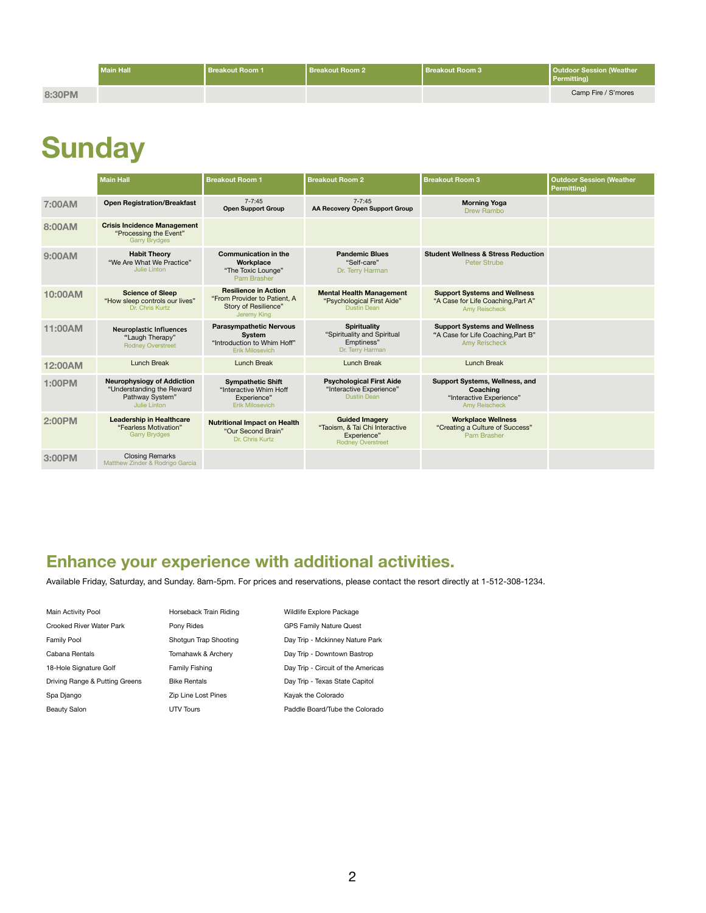| | Main Hall | Breakout Room 1 | Breakout Room 2 | Breakout Room 3 | Outdoor Session (Weather Permitting) |
|---|---|---|---|---|---|
| 8:30PM | | | | | Camp Fire / S'mores |

# Sunday

| | Main Hall | Breakout Room 1 | Breakout Room 2 | Breakout Room 3 | Outdoor Session (Weather Permitting) |
|---|---|---|---|---|---|
| 7:00AM | **Open Registration/Breakfast** | 7-7:45 **Open Support Group** | 7-7:45 **AA Recovery Open Support Group** | **Morning Yoga** Drew Rambo | |
| 8:00AM | **Crisis Incidence Management** "Processing the Event" Garry Brydges | | | | |
| 9:00AM | **Habit Theory** "We Are What We Practice" Julie Linton | **Communication in the Workplace** "The Toxic Lounge" Pam Brasher | **Pandemic Blues** "Self-care" Dr. Terry Harman | **Student Wellness & Stress Reduction** Peter Strube | |
| 10:00AM | **Science of Sleep** "How sleep controls our lives" Dr. Chris Kurtz | **Resilience in Action** "From Provider to Patient, A Story of Resilience" Jeremy King | **Mental Health Management** "Psychological First Aide" Dustin Dean | **Support Systems and Wellness** "A Case for Life Coaching,Part A" Amy Reischeck | |
| 11:00AM | **Neuroplastic Influences** "Laugh Therapy" Rodney Overstreet | **Parasympathetic Nervous System** "Introduction to Whim Hoff" Erik Milosevich | **Spirituality** "Spirituality and Spiritual Emptiness" Dr. Terry Harman | **Support Systems and Wellness** "A Case for Life Coaching,Part B" Amy Reischeck | |
| 12:00AM | Lunch Break | Lunch Break | Lunch Break | Lunch Break | |
| 1:00PM | **Neurophysiology of Addiction** "Understanding the Reward Pathway System" Julie Linton | **Sympathetic Shift** "Interactive Whim Hoff Experience" Erik Milosevich | **Psychological First Aide** "Interactive Experience" Dustin Dean | **Support Systems, Wellness, and Coaching** "Interactive Experience" Amy Reischeck | |
| 2:00PM | **Leadership in Healthcare** "Fearless Motivation" Garry Brydges | **Nutritional Impact on Health** "Our Second Brain" Dr. Chris Kurtz | **Guided Imagery** "Taoism, & Tai Chi Interactive Experience" Rodney Overstreet | **Workplace Wellness** "Creating a Culture of Success" Pam Brasher | |
| 3:00PM | Closing Remarks Matthew Zinder & Rodrigo Garcia | | | | |

## Enhance your experience with additional activities.

Available Friday, Saturday, and Sunday. 8am-5pm. For prices and reservations, please contact the resort directly at 1-512-308-1234.

- Main Activity Pool
- Crooked River Water Park
- Family Pool
- Cabana Rentals
- 18-Hole Signature Golf
- Driving Range & Putting Greens
- Spa Django
- Beauty Salon
- Horseback Train Riding
- Pony Rides
- Shotgun Trap Shooting
- Tomahawk & Archery
- Family Fishing
- Bike Rentals
- Zip Line Lost Pines
- UTV Tours
- Wildlife Explore Package
- GPS Family Nature Quest
- Day Trip - Mckinney Nature Park
- Day Trip - Downtown Bastrop
- Day Trip - Circuit of the Americas
- Day Trip - Texas State Capitol
- Kayak the Colorado
- Paddle Board/Tube the Colorado